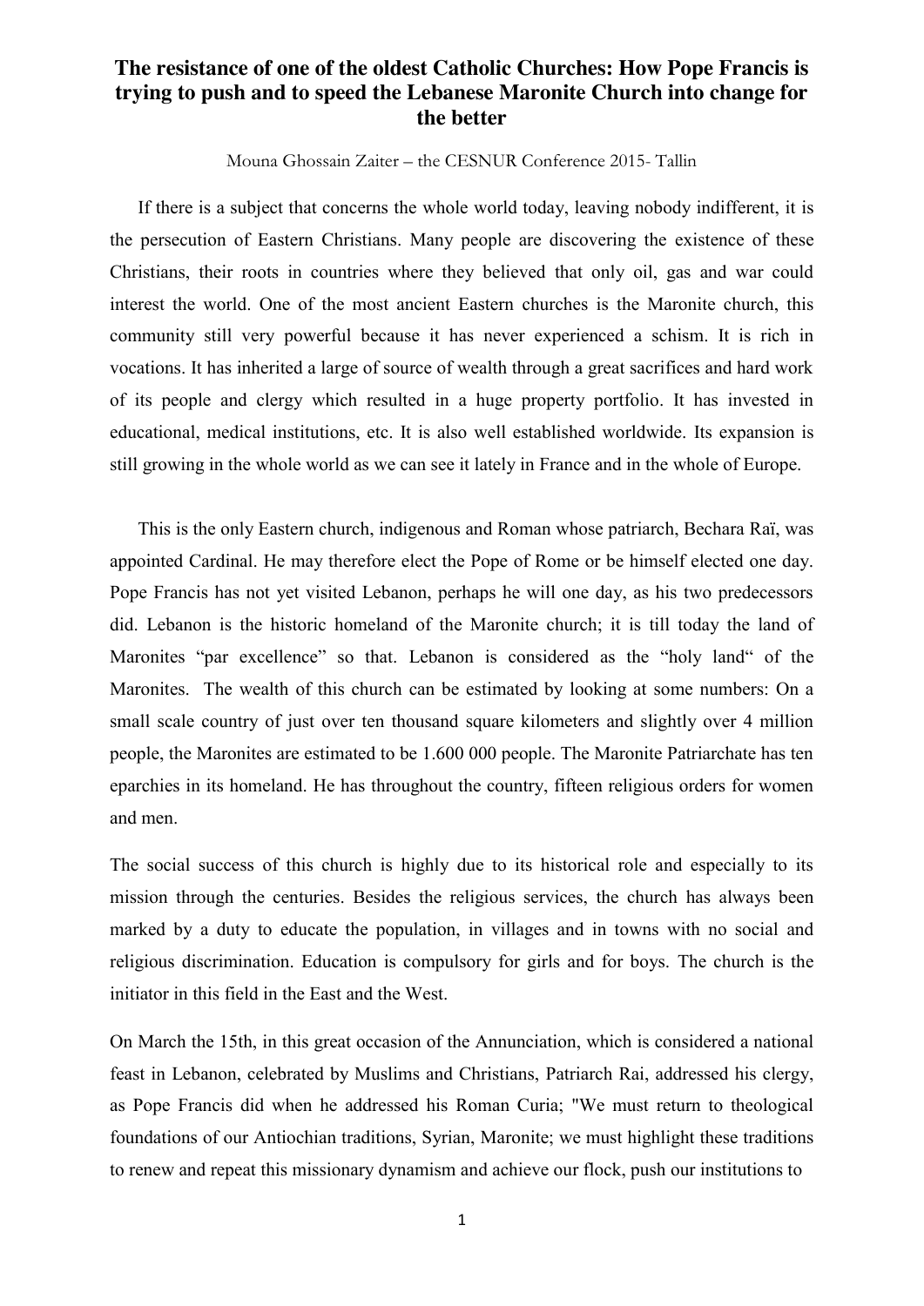# The resistance of one of the oldest Catholic Churches: How Pope Francis is trying to push and to speed the Lebanese Maronite Church into change for the better

Mouna Ghossain Zaiter – the CESNUR Conference 2015- Tallin

If there is a subject that concerns the whole world today, leaving nobody indifferent, it is the persecution of Eastern Christians. Many people are discovering the existence of these Christians, their roots in countries where they believed that only oil, gas and war could interest the world. One of the most ancient Eastern churches is the Maronite church, this community still very powerful because it has never experienced a schism. It is rich in vocations. It has inherited a large of source of wealth through a great sacrifices and hard work of its people and clergy which resulted in a huge property portfolio. It has invested in educational, medical institutions, etc. It is also well established worldwide. Its expansion is still growing in the whole world as we can see it lately in France and in the whole of Europe.

This is the only Eastern church, indigenous and Roman whose patriarch, Bechara Raï, was appointed Cardinal. He may therefore elect the Pope of Rome or be himself elected one day. Pope Francis has not yet visited Lebanon, perhaps he will one day, as his two predecessors did. Lebanon is the historic homeland of the Maronite church; it is till today the land of Maronites "par excellence" so that. Lebanon is considered as the "holy land" of the Maronites. The wealth of this church can be estimated by looking at some numbers: On a small scale country of just over ten thousand square kilometers and slightly over 4 million people, the Maronites are estimated to be 1.600 000 people. The Maronite Patriarchate has ten eparchies in its homeland. He has throughout the country, fifteen religious orders for women and men.

The social success of this church is highly due to its historical role and especially to its mission through the centuries. Besides the religious services, the church has always been marked by a duty to educate the population, in villages and in towns with no social and religious discrimination. Education is compulsory for girls and for boys. The church is the initiator in this field in the East and the West.

On March the 15th, in this great occasion of the Annunciation, which is considered a national feast in Lebanon, celebrated by Muslims and Christians, Patriarch Rai, addressed his clergy, as Pope Francis did when he addressed his Roman Curia; "We must return to theological foundations of our Antiochian traditions, Syrian, Maronite; we must highlight these traditions to renew and repeat this missionary dynamism and achieve our flock, push our institutions to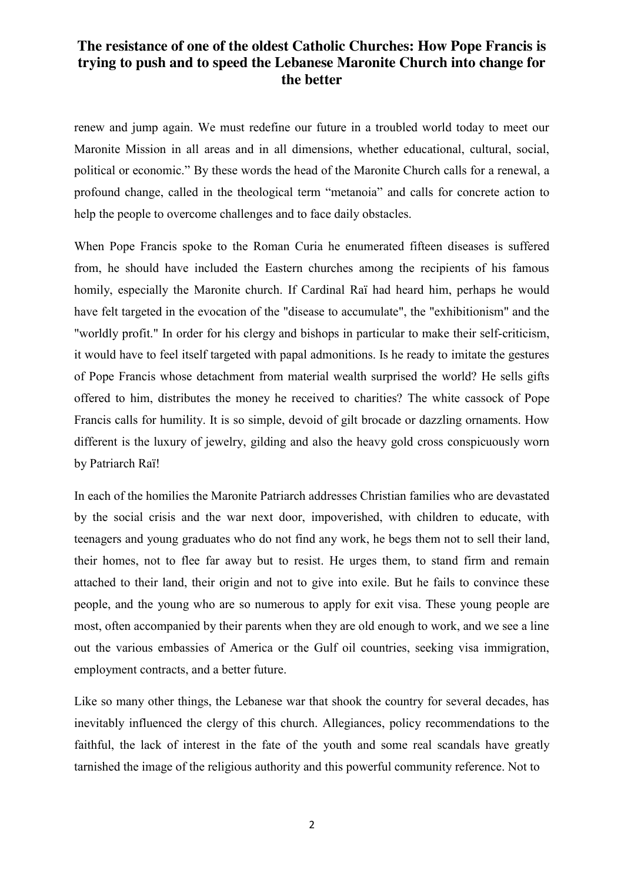renew and jump again. We must redefine our future in a troubled world today to meet our Maronite Mission in all areas and in all dimensions, whether educational, cultural, social, political or economic." By these words the head of the Maronite Church calls for a renewal, a profound change, called in the theological term "metanoia" and calls for concrete action to help the people to overcome challenges and to face daily obstacles.

When Pope Francis spoke to the Roman Curia he enumerated fifteen diseases is suffered from, he should have included the Eastern churches among the recipients of his famous homily, especially the Maronite church. If Cardinal Raï had heard him, perhaps he would have felt targeted in the evocation of the "disease to accumulate", the "exhibitionism" and the "worldly profit." In order for his clergy and bishops in particular to make their self-criticism, it would have to feel itself targeted with papal admonitions. Is he ready to imitate the gestures of Pope Francis whose detachment from material wealth surprised the world? He sells gifts offered to him, distributes the money he received to charities? The white cassock of Pope Francis calls for humility. It is so simple, devoid of gilt brocade or dazzling ornaments. How different is the luxury of jewelry, gilding and also the heavy gold cross conspicuously worn by Patriarch Raï!

In each of the homilies the Maronite Patriarch addresses Christian families who are devastated by the social crisis and the war next door, impoverished, with children to educate, with teenagers and young graduates who do not find any work, he begs them not to sell their land, their homes, not to flee far away but to resist. He urges them, to stand firm and remain attached to their land, their origin and not to give into exile. But he fails to convince these people, and the young who are so numerous to apply for exit visa. These young people are most, often accompanied by their parents when they are old enough to work, and we see a line out the various embassies of America or the Gulf oil countries, seeking visa immigration, employment contracts, and a better future.

Like so many other things, the Lebanese war that shook the country for several decades, has inevitably influenced the clergy of this church. Allegiances, policy recommendations to the faithful, the lack of interest in the fate of the youth and some real scandals have greatly tarnished the image of the religious authority and this powerful community reference. Not to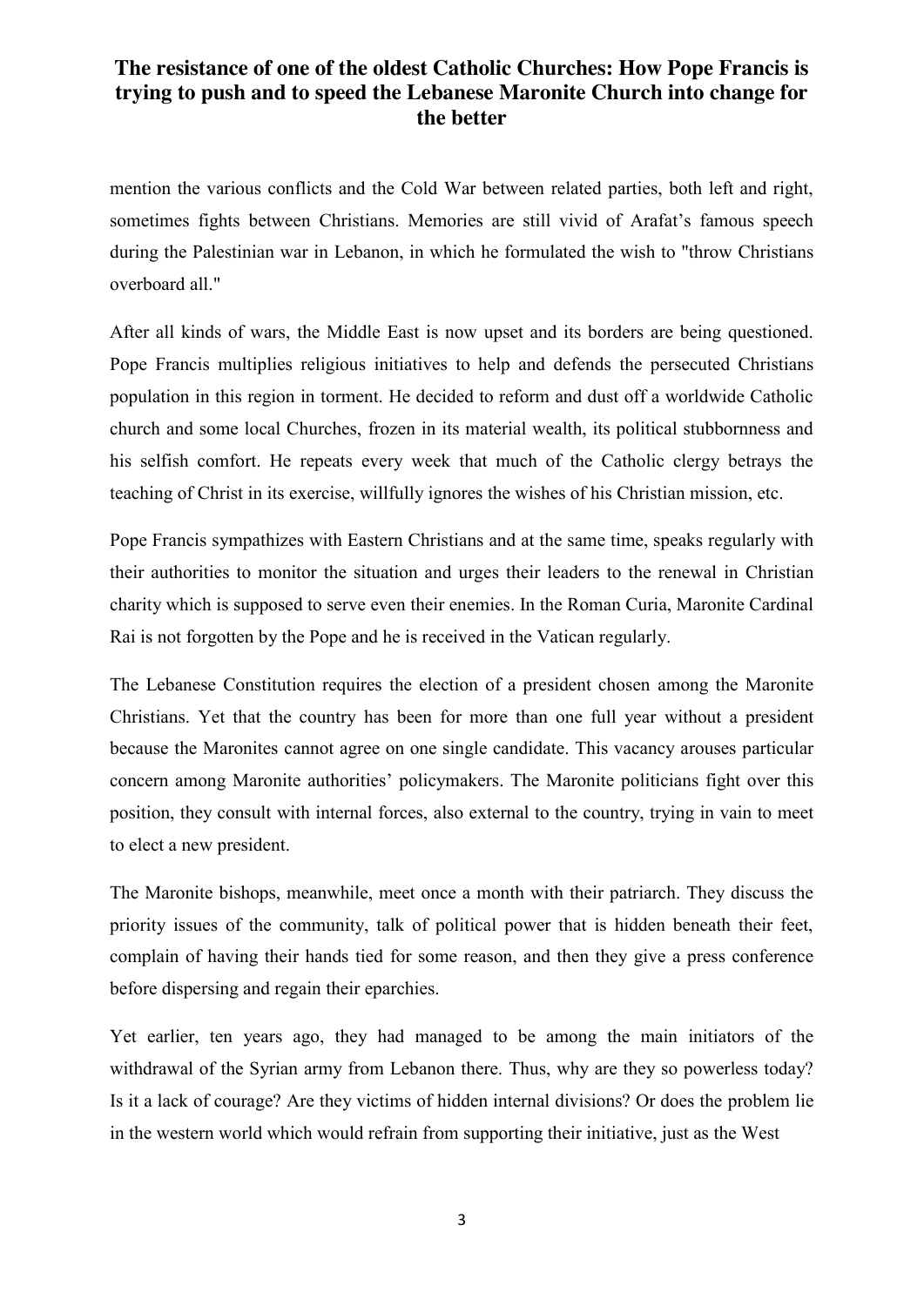mention the various conflicts and the Cold War between related parties, both left and right, sometimes fights between Christians. Memories are still vivid of Arafat's famous speech during the Palestinian war in Lebanon, in which he formulated the wish to "throw Christians overboard all."

After all kinds of wars, the Middle East is now upset and its borders are being questioned. Pope Francis multiplies religious initiatives to help and defends the persecuted Christians population in this region in torment. He decided to reform and dust off a worldwide Catholic church and some local Churches, frozen in its material wealth, its political stubbornness and his selfish comfort. He repeats every week that much of the Catholic clergy betrays the teaching of Christ in its exercise, willfully ignores the wishes of his Christian mission, etc.

Pope Francis sympathizes with Eastern Christians and at the same time, speaks regularly with their authorities to monitor the situation and urges their leaders to the renewal in Christian charity which is supposed to serve even their enemies. In the Roman Curia, Maronite Cardinal Rai is not forgotten by the Pope and he is received in the Vatican regularly.

The Lebanese Constitution requires the election of a president chosen among the Maronite Christians. Yet that the country has been for more than one full year without a president because the Maronites cannot agree on one single candidate. This vacancy arouses particular concern among Maronite authorities' policymakers. The Maronite politicians fight over this position, they consult with internal forces, also external to the country, trying in vain to meet to elect a new president.

The Maronite bishops, meanwhile, meet once a month with their patriarch. They discuss the priority issues of the community, talk of political power that is hidden beneath their feet, complain of having their hands tied for some reason, and then they give a press conference before dispersing and regain their eparchies.

Yet earlier, ten years ago, they had managed to be among the main initiators of the withdrawal of the Syrian army from Lebanon there. Thus, why are they so powerless today? Is it a lack of courage? Are they victims of hidden internal divisions? Or does the problem lie in the western world which would refrain from supporting their initiative, just as the West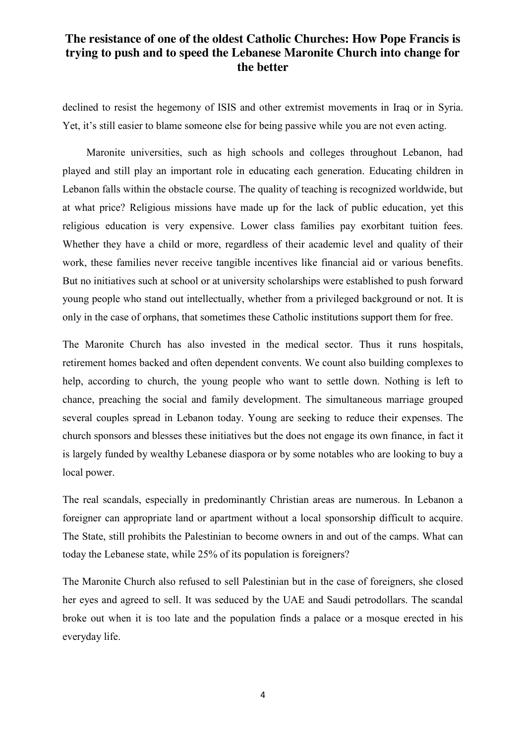declined to resist the hegemony of ISIS and other extremist movements in Iraq or in Syria. Yet, it's still easier to blame someone else for being passive while you are not even acting.

Maronite universities, such as high schools and colleges throughout Lebanon, had played and still play an important role in educating each generation. Educating children in Lebanon falls within the obstacle course. The quality of teaching is recognized worldwide, but at what price? Religious missions have made up for the lack of public education, yet this religious education is very expensive. Lower class families pay exorbitant tuition fees. Whether they have a child or more, regardless of their academic level and quality of their work, these families never receive tangible incentives like financial aid or various benefits. But no initiatives such at school or at university scholarships were established to push forward young people who stand out intellectually, whether from a privileged background or not. It is only in the case of orphans, that sometimes these Catholic institutions support them for free.

The Maronite Church has also invested in the medical sector. Thus it runs hospitals, retirement homes backed and often dependent convents. We count also building complexes to help, according to church, the young people who want to settle down. Nothing is left to chance, preaching the social and family development. The simultaneous marriage grouped several couples spread in Lebanon today. Young are seeking to reduce their expenses. The church sponsors and blesses these initiatives but the does not engage its own finance, in fact it is largely funded by wealthy Lebanese diaspora or by some notables who are looking to buy a local power.

The real scandals, especially in predominantly Christian areas are numerous. In Lebanon a foreigner can appropriate land or apartment without a local sponsorship difficult to acquire. The State, still prohibits the Palestinian to become owners in and out of the camps. What can today the Lebanese state, while 25% of its population is foreigners?

The Maronite Church also refused to sell Palestinian but in the case of foreigners, she closed her eyes and agreed to sell. It was seduced by the UAE and Saudi petrodollars. The scandal broke out when it is too late and the population finds a palace or a mosque erected in his everyday life.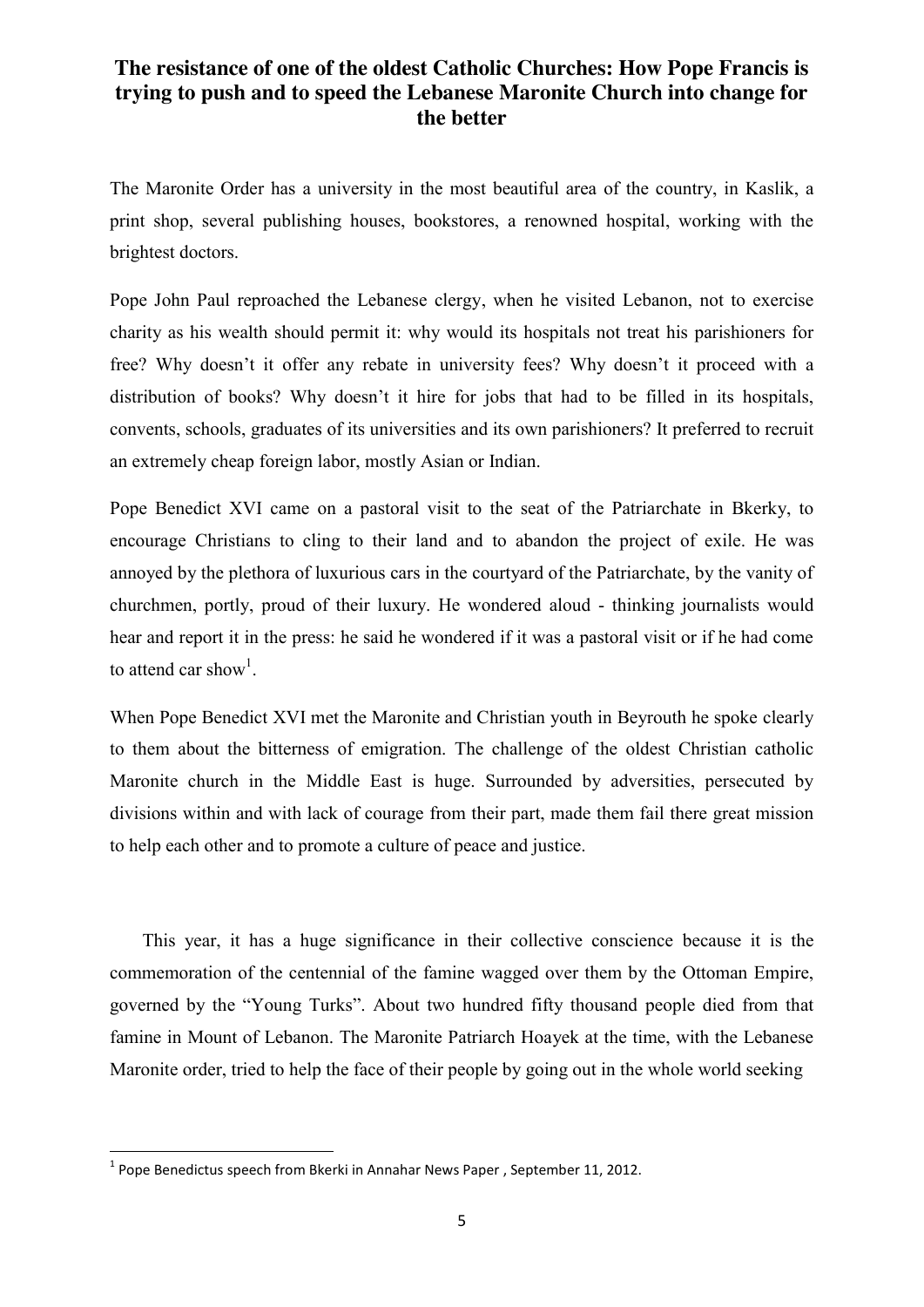# The resistance of one of the oldest Catholic Churches: How Pope Francis is trying to push and to speed the Lebanese Maronite Church into change for the better

The Maronite Order has a university in the most beautiful area of the country, in Kaslik, a print shop, several publishing houses, bookstores, a renowned hospital, working with the brightest doctors.

Pope John Paul reproached the Lebanese clergy, when he visited Lebanon, not to exercise charity as his wealth should permit it: why would its hospitals not treat his parishioners for free? Why doesn't it offer any rebate in university fees? Why doesn't it proceed with a distribution of books? Why doesn't it hire for jobs that had to be filled in its hospitals, convents, schools, graduates of its universities and its own parishioners? It preferred to recruit an extremely cheap foreign labor, mostly Asian or Indian.

Pope Benedict XVI came on a pastoral visit to the seat of the Patriarchate in Bkerky, to encourage Christians to cling to their land and to abandon the project of exile. He was annoyed by the plethora of luxurious cars in the courtyard of the Patriarchate, by the vanity of churchmen, portly, proud of their luxury. He wondered aloud - thinking journalists would hear and report it in the press: he said he wondered if it was a pastoral visit or if he had come to attend car show[1].

When Pope Benedict XVI met the Maronite and Christian youth in Beyrouth he spoke clearly to them about the bitterness of emigration. The challenge of the oldest Christian catholic Maronite church in the Middle East is huge. Surrounded by adversities, persecuted by divisions within and with lack of courage from their part, made them fail there great mission to help each other and to promote a culture of peace and justice.

This year, it has a huge significance in their collective conscience because it is the commemoration of the centennial of the famine wagged over them by the Ottoman Empire, governed by the "Young Turks". About two hundred fifty thousand people died from that famine in Mount of Lebanon. The Maronite Patriarch Hoayek at the time, with the Lebanese Maronite order, tried to help the face of their people by going out in the whole world seeking

[1] Pope Benedictus speech from Bkerki in Annahar News Paper , September 11, 2012.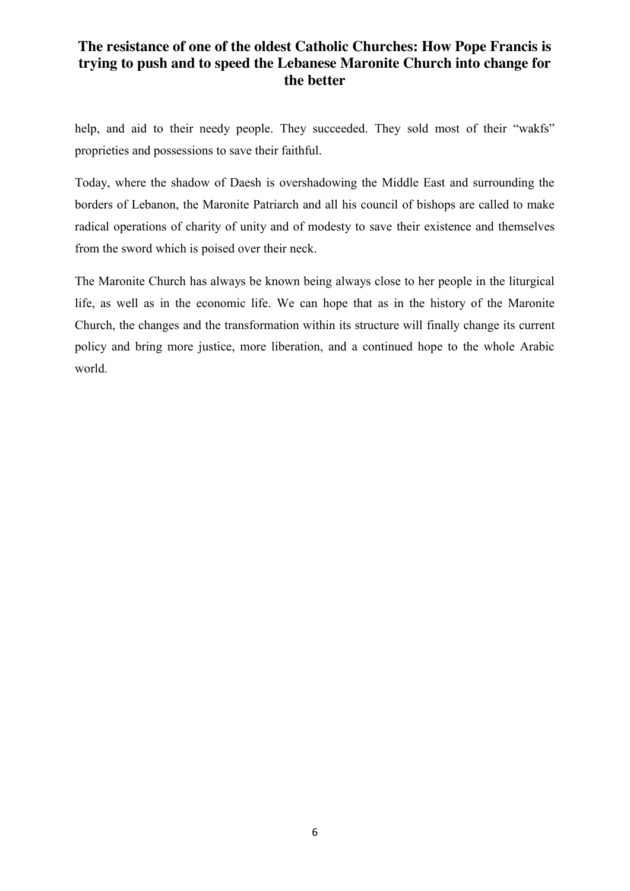help, and aid to their needy people. They succeeded. They sold most of their "wakfs" proprieties and possessions to save their faithful.

Today, where the shadow of Daesh is overshadowing the Middle East and surrounding the borders of Lebanon, the Maronite Patriarch and all his council of bishops are called to make radical operations of charity of unity and of modesty to save their existence and themselves from the sword which is poised over their neck.

The Maronite Church has always be known being always close to her people in the liturgical life, as well as in the economic life. We can hope that as in the history of the Maronite Church, the changes and the transformation within its structure will finally change its current policy and bring more justice, more liberation, and a continued hope to the whole Arabic world.